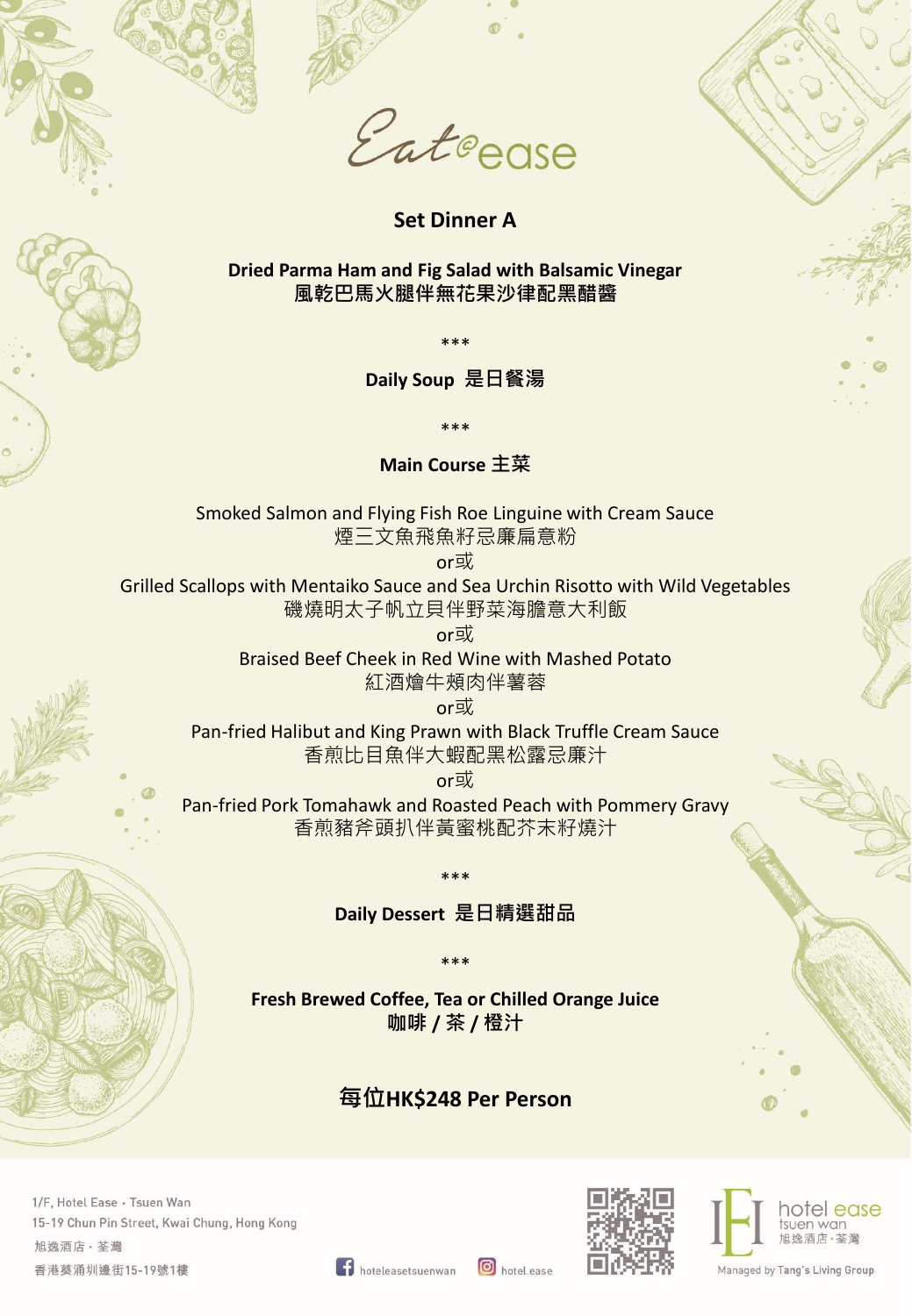# Eat@ease

## Set Dinner A

**Dried Parma Ham and Fig Salad with Balsamic Vinegar**
**風乾巴馬火腿伴無花果沙律配黑醋醬**

***

**Daily Soup 是日餐湯**

***

**Main Course 主菜**

Smoked Salmon and Flying Fish Roe Linguine with Cream Sauce
煙三文魚飛魚籽忌廉扁意粉
or或
Grilled Scallops with Mentaiko Sauce and Sea Urchin Risotto with Wild Vegetables
磯燒明太子帆立貝伴野菜海膽意大利飯
or或
Braised Beef Cheek in Red Wine with Mashed Potato
紅酒燴牛頰肉伴薯蓉
or或
Pan-fried Halibut and King Prawn with Black Truffle Cream Sauce
香煎比目魚伴大蝦配黑松露忌廉汁
or或
Pan-fried Pork Tomahawk and Roasted Peach with Pommery Gravy
香煎豬斧頭扒伴黃蜜桃配芥末籽燒汁

***

**Daily Dessert 是日精選甜品**

***

**Fresh Brewed Coffee, Tea or Chilled Orange Juice**
**咖啡 / 茶 / 橙汁**

**每位HK$248 Per Person**

1/F, Hotel Ease · Tsuen Wan
15-19 Chun Pin Street, Kwai Chung, Hong Kong
旭逸酒店 · 荃灣
香港葵涌圳邊街15-19號1樓

hoteleasetsuenwan
hotel.ease

hotel ease tsuen wan 旭逸酒店·荃灣
Managed by Tang's Living Group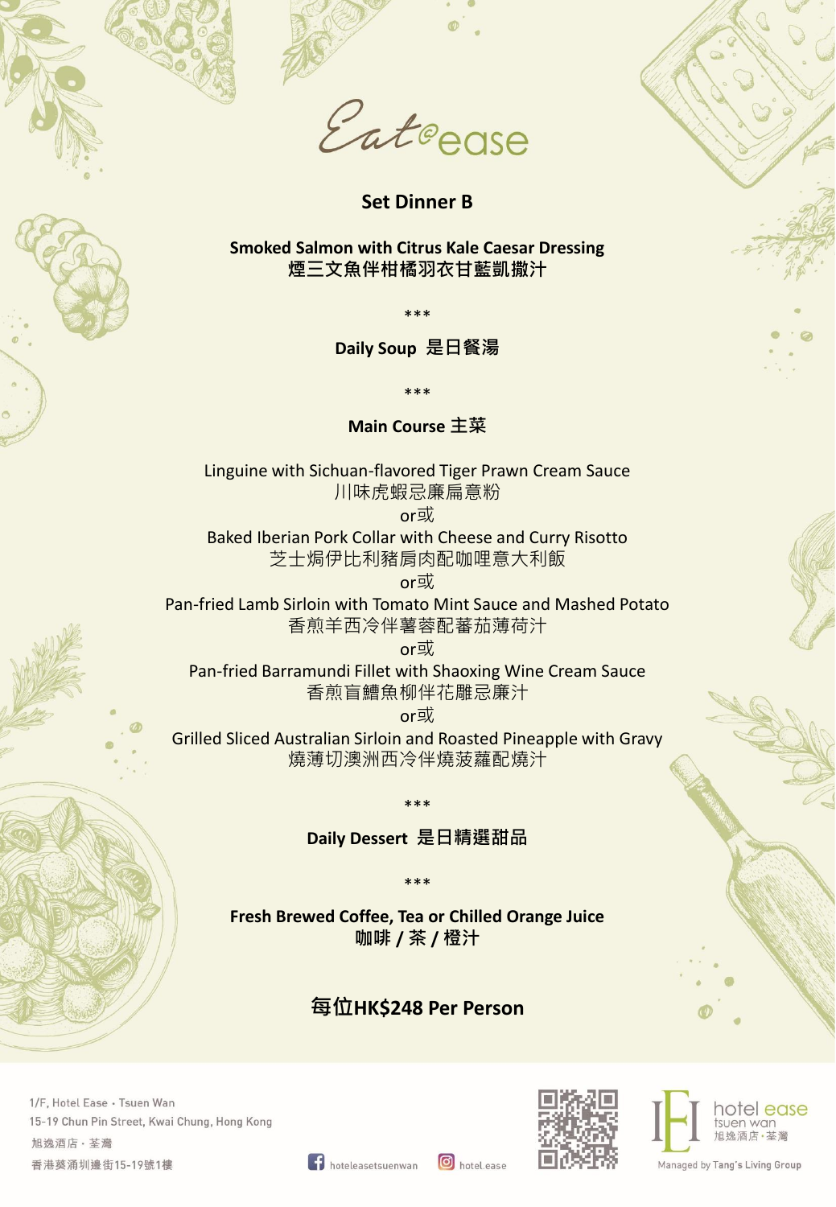Eat@ease

## Set Dinner B

**Smoked Salmon with Citrus Kale Caesar Dressing**
**煙三文魚伴柑橘羽衣甘藍凱撒汁**

***

**Daily Soup 是日餐湯**

***

**Main Course 主菜**

Linguine with Sichuan-flavored Tiger Prawn Cream Sauce
川味虎蝦忌廉扁意粉
or或
Baked Iberian Pork Collar with Cheese and Curry Risotto
芝士焗伊比利豬肩肉配咖哩意大利飯
or或
Pan-fried Lamb Sirloin with Tomato Mint Sauce and Mashed Potato
香煎羊西冷伴薯蓉配蕃茄薄荷汁
or或
Pan-fried Barramundi Fillet with Shaoxing Wine Cream Sauce
香煎盲鰽魚柳伴花雕忌廉汁
or或
Grilled Sliced Australian Sirloin and Roasted Pineapple with Gravy
燒薄切澳洲西冷伴燒菠蘿配燒汁

***

**Daily Dessert 是日精選甜品**

***

**Fresh Brewed Coffee, Tea or Chilled Orange Juice**
**咖啡 / 茶 / 橙汁**

**每位HK$248 Per Person**

1/F, Hotel Ease · Tsuen Wan
15-19 Chun Pin Street, Kwai Chung, Hong Kong
旭逸酒店 · 荃灣
香港葵涌圳邊街15-19號1樓

hoteleasetsuenwan
hotel.ease

hotel ease tsuen wan 旭逸酒店·荃灣
Managed by Tang's Living Group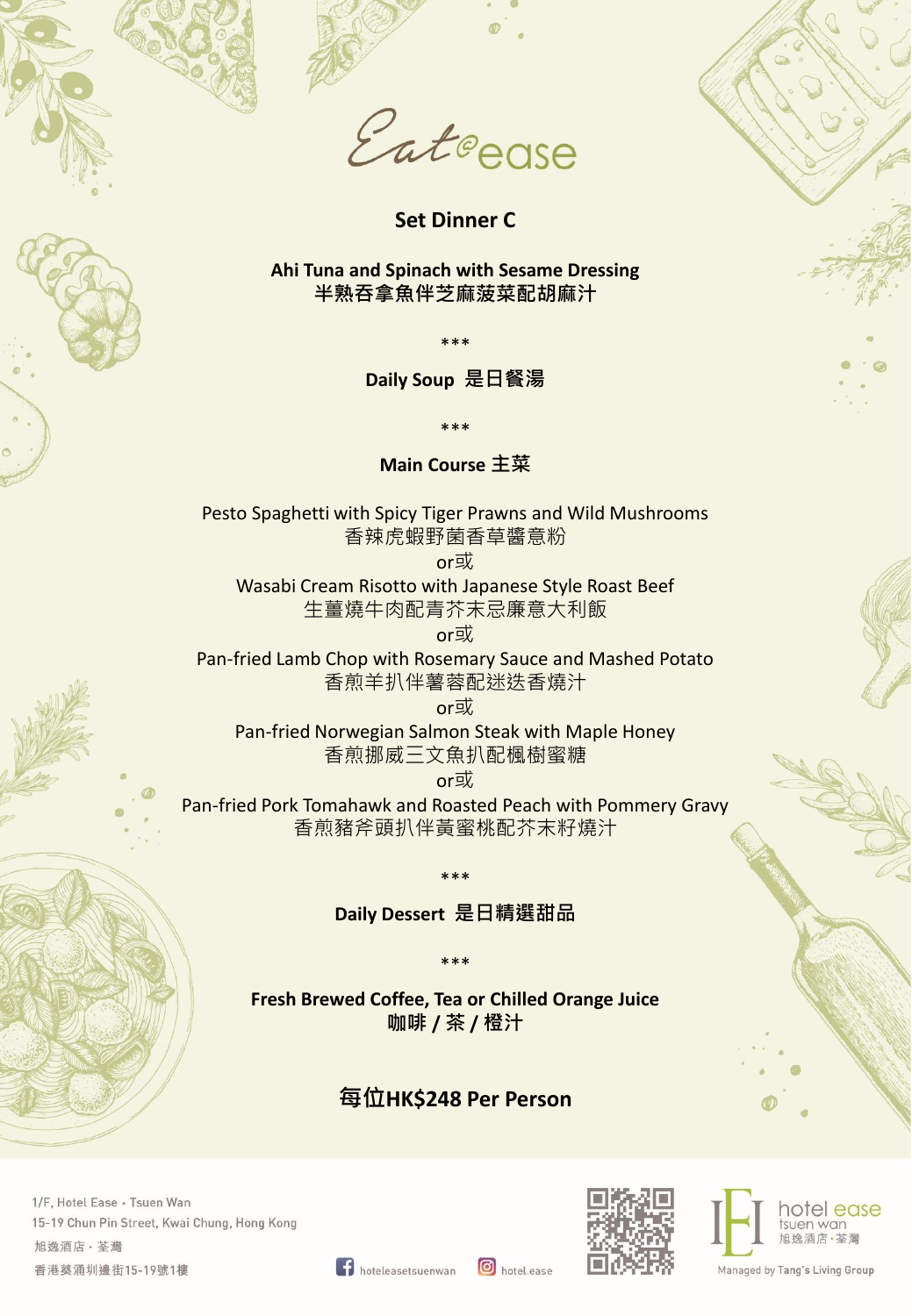Eat@ease

## Set Dinner C

**Ahi Tuna and Spinach with Sesame Dressing**
**半熟吞拿魚伴芝麻菠菜配胡麻汁**

***

**Daily Soup 是日餐湯**

***

**Main Course 主菜**

Pesto Spaghetti with Spicy Tiger Prawns and Wild Mushrooms
香辣虎蝦野菌香草醬意粉

or或

Wasabi Cream Risotto with Japanese Style Roast Beef
生薑燒牛肉配青芥末忌廉意大利飯

or或

Pan-fried Lamb Chop with Rosemary Sauce and Mashed Potato
香煎羊扒伴薯蓉配迷迭香燒汁

or或

Pan-fried Norwegian Salmon Steak with Maple Honey
香煎挪威三文魚扒配楓樹蜜糖

or或

Pan-fried Pork Tomahawk and Roasted Peach with Pommery Gravy
香煎豬斧頭扒伴黃蜜桃配芥末籽燒汁

***

**Daily Dessert 是日精選甜品**

***

**Fresh Brewed Coffee, Tea or Chilled Orange Juice**
**咖啡 / 茶 / 橙汁**

**每位HK$248 Per Person**

1/F, Hotel Ease · Tsuen Wan
15-19 Chun Pin Street, Kwai Chung, Hong Kong
旭逸酒店 · 荃灣
香港葵涌圳邊街15-19號1樓

hoteleasetsuenwan
hotel.ease

hotel ease tsuen wan 旭逸酒店·荃灣
Managed by Tang's Living Group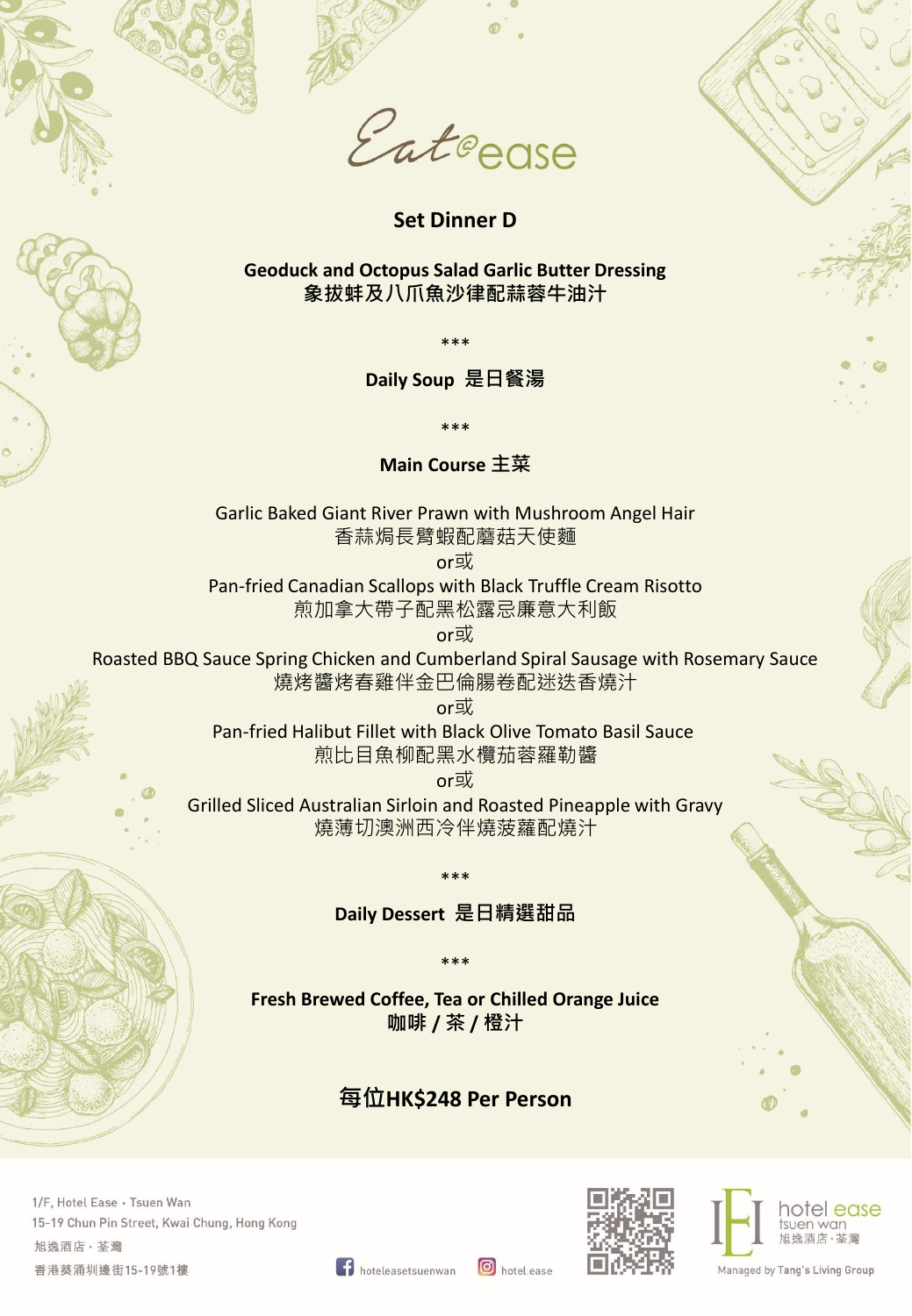Eat@ease

## Set Dinner D

**Geoduck and Octopus Salad Garlic Butter Dressing**
**象拔蚌及八爪魚沙律配蒜蓉牛油汁**

\*\*\*

**Daily Soup 是日餐湯**

\*\*\*

**Main Course 主菜**

Garlic Baked Giant River Prawn with Mushroom Angel Hair
香蒜焗長臂蝦配蘑菇天使麵
or或
Pan-fried Canadian Scallops with Black Truffle Cream Risotto
煎加拿大帶子配黑松露忌廉意大利飯
or或
Roasted BBQ Sauce Spring Chicken and Cumberland Spiral Sausage with Rosemary Sauce
燒烤醬烤春雞伴金巴倫腸卷配迷迭香燒汁
or或
Pan-fried Halibut Fillet with Black Olive Tomato Basil Sauce
煎比目魚柳配黑水欖茄蓉羅勒醬
or或
Grilled Sliced Australian Sirloin and Roasted Pineapple with Gravy
燒薄切澳洲西冷伴燒菠蘿配燒汁

\*\*\*

**Daily Dessert 是日精選甜品**

\*\*\*

**Fresh Brewed Coffee, Tea or Chilled Orange Juice**
**咖啡 / 茶 / 橙汁**

**每位HK$248 Per Person**

1/F, Hotel Ease · Tsuen Wan
15-19 Chun Pin Street, Kwai Chung, Hong Kong
旭逸酒店 · 荃灣
香港葵涌圳邊街15-19號1樓

hoteleasetsuenwan
hotel.ease

hotel ease
tsuen wan
旭逸酒店 · 荃灣
Managed by Tang's Living Group